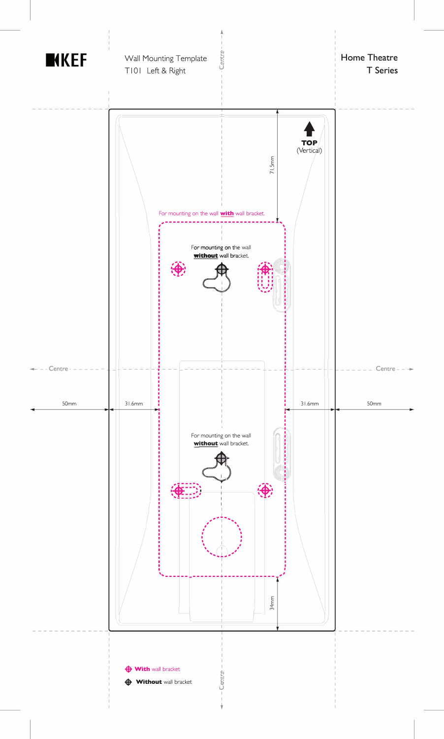KEF

Wall Mounting Template
T101 Left & Right

Home Theatre
T Series

Centre

TOP
(Vertical)

71.5mm

For mounting on the wall **with** wall bracket.

For mounting on the wall **without** wall bracket.

Centre

Centre

50mm

31.6mm

31.6mm

50mm

For mounting on the wall **without** wall bracket.

34mm

**With** wall bracket

**Without** wall bracket

Centre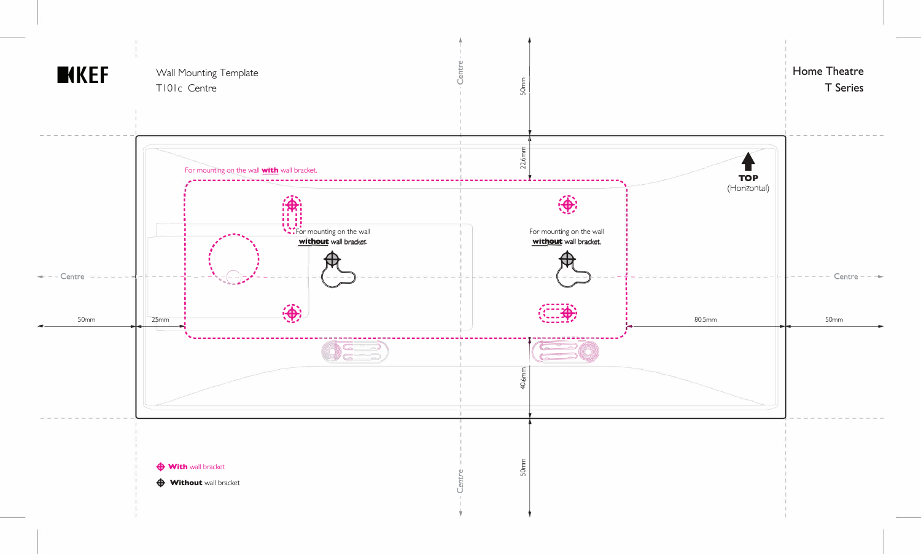KEF

Wall Mounting Template

T101c Centre

Home Theatre

T Series

Centre

50mm

22.6mm

For mounting on the wall **with** wall bracket.

TOP (Horizontal)

For mounting on the wall **without** wall bracket.

For mounting on the wall **without** wall bracket.

Centre

Centre

50mm

25mm

80.5mm

50mm

40.6mm

50mm

Centre

**With** wall bracket

**Without** wall bracket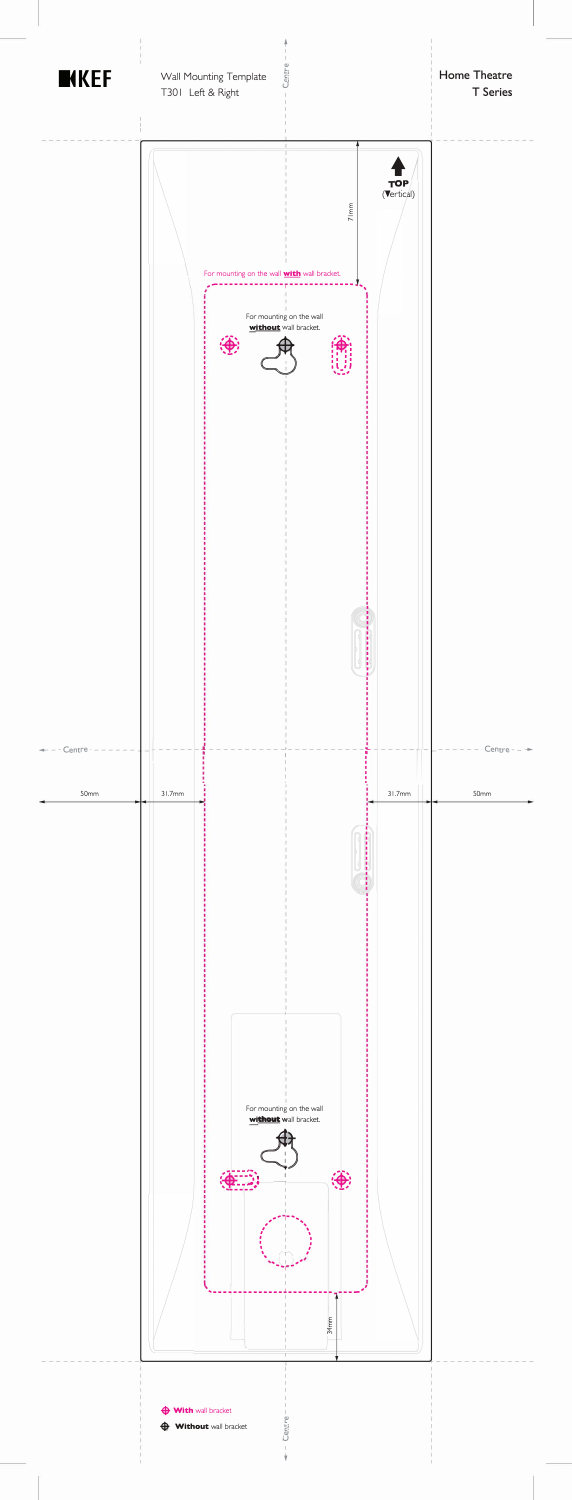KEF

Wall Mounting Template
T301 Left & Right

# Home Theatre
## T Series

Centre

TOP (Vertical)

71mm

For mounting on the wall **with** wall bracket.

For mounting on the wall **without** wall bracket.

Centre

50mm

31.7mm

31.7mm

50mm

For mounting on the wall **without** wall bracket.

34mm

**With** wall bracket

**Without** wall bracket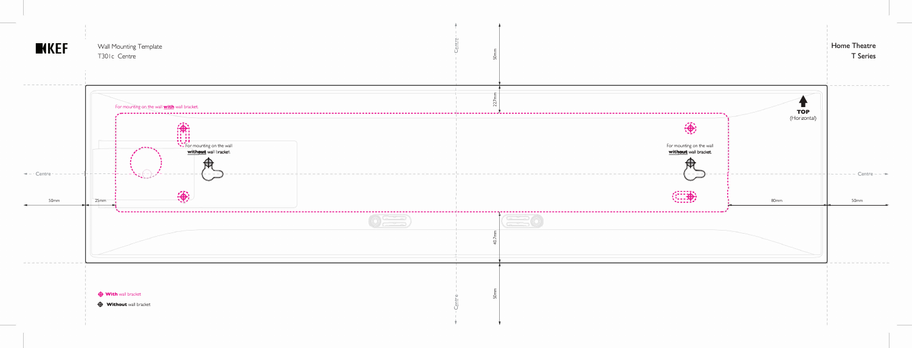KEF

Wall Mounting Template
T301c Centre

Home Theatre
T Series

Centre

50mm

227mm

For mounting on the wall **with** wall bracket.

TOP
(Horizontal)

For mounting on the wall
**without** wall bracket.

For mounting on the wall
**without** wall bracket.

Centre

Centre

50mm

25mm

80mm

50mm

40.7mm

50mm

Centre

**With** wall bracket

**Without** wall bracket